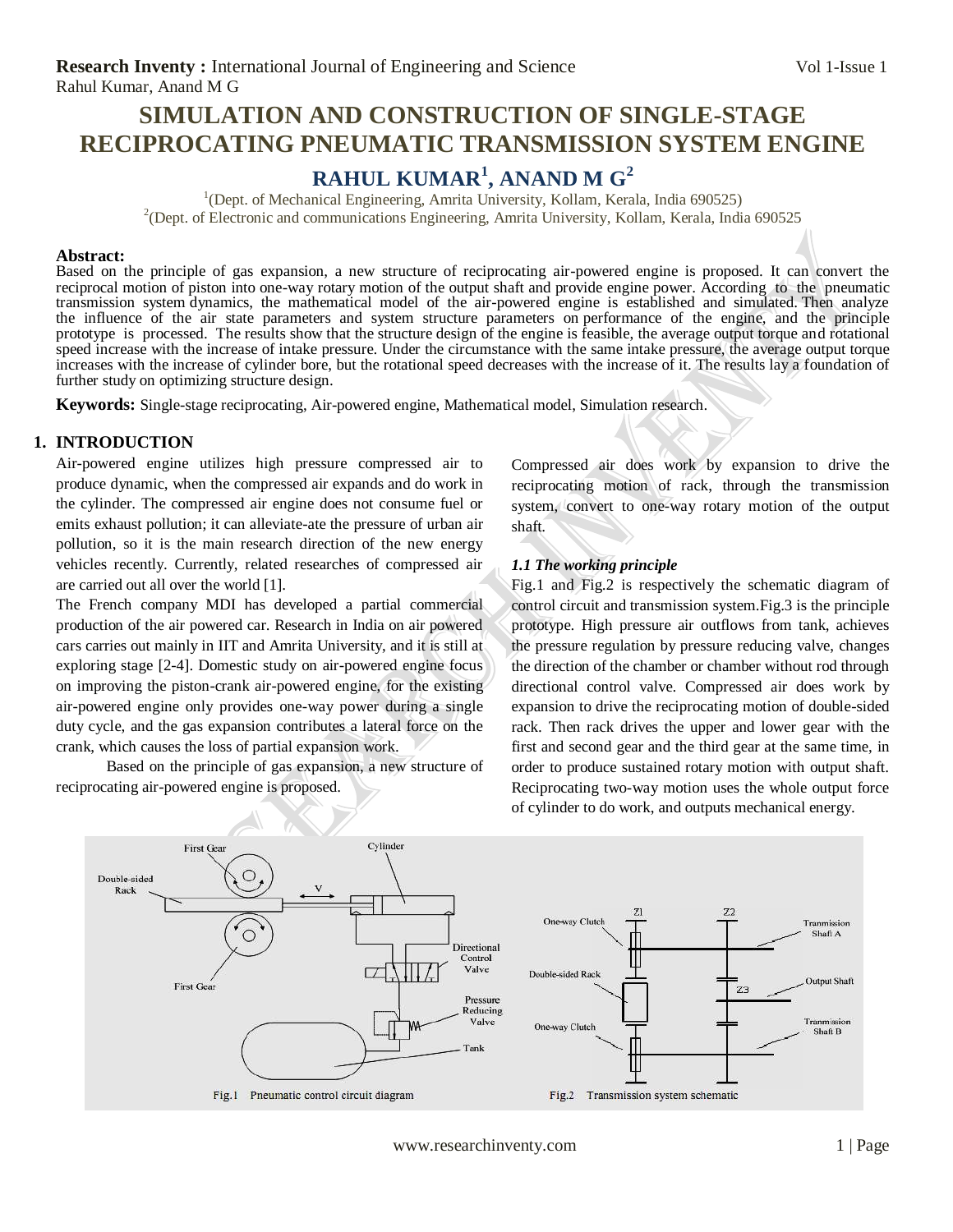# SIMULATION AND CONSTRUCTION OF SINGLE-STAGE RECIPROCATING PNEUMATIC TRANSMISSION SYSTEM ENGINE

## RAHUL KUMAR[1], ANAND M G[2]

[1](Dept. of Mechanical Engineering, Amrita University, Kollam, Kerala, India 690525)
[2](Dept. of Electronic and communications Engineering, Amrita University, Kollam, Kerala, India 690525

**Abstract:**
Based on the principle of gas expansion, a new structure of reciprocating air-powered engine is proposed. It can convert the reciprocal motion of piston into one-way rotary motion of the output shaft and provide engine power. According to the pneumatic transmission system dynamics, the mathematical model of the air-powered engine is established and simulated. Then analyze the influence of the air state parameters and system structure parameters on performance of the engine, and the principle prototype is processed. The results show that the structure design of the engine is feasible, the average output torque and rotational speed increase with the increase of intake pressure. Under the circumstance with the same intake pressure, the average output torque increases with the increase of cylinder bore, but the rotational speed decreases with the increase of it. The results lay a foundation of further study on optimizing structure design.

**Keywords:** Single-stage reciprocating, Air-powered engine, Mathematical model, Simulation research.

## 1. INTRODUCTION

Air-powered engine utilizes high pressure compressed air to produce dynamic, when the compressed air expands and do work in the cylinder. The compressed air engine does not consume fuel or emits exhaust pollution; it can alleviate-ate the pressure of urban air pollution, so it is the main research direction of the new energy vehicles recently. Currently, related researches of compressed air are carried out all over the world [1].

The French company MDI has developed a partial commercial production of the air powered car. Research in India on air powered cars carries out mainly in IIT and Amrita University, and it is still at exploring stage [2-4]. Domestic study on air-powered engine focus on improving the piston-crank air-powered engine, for the existing air-powered engine only provides one-way power during a single duty cycle, and the gas expansion contributes a lateral force on the crank, which causes the loss of partial expansion work.

Based on the principle of gas expansion, a new structure of reciprocating air-powered engine is proposed. Compressed air does work by expansion to drive the reciprocating motion of rack, through the transmission system, convert to one-way rotary motion of the output shaft.

### *1.1 The working principle*

Fig.1 and Fig.2 is respectively the schematic diagram of control circuit and transmission system.Fig.3 is the principle prototype. High pressure air outflows from tank, achieves the pressure regulation by pressure reducing valve, changes the direction of the chamber or chamber without rod through directional control valve. Compressed air does work by expansion to drive the reciprocating motion of double-sided rack. Then rack drives the upper and lower gear with the first and second gear and the third gear at the same time, in order to produce sustained rotary motion with output shaft. Reciprocating two-way motion uses the whole output force of cylinder to do work, and outputs mechanical energy.

Fig.1 Pneumatic control circuit diagram

Fig.2 Transmission system schematic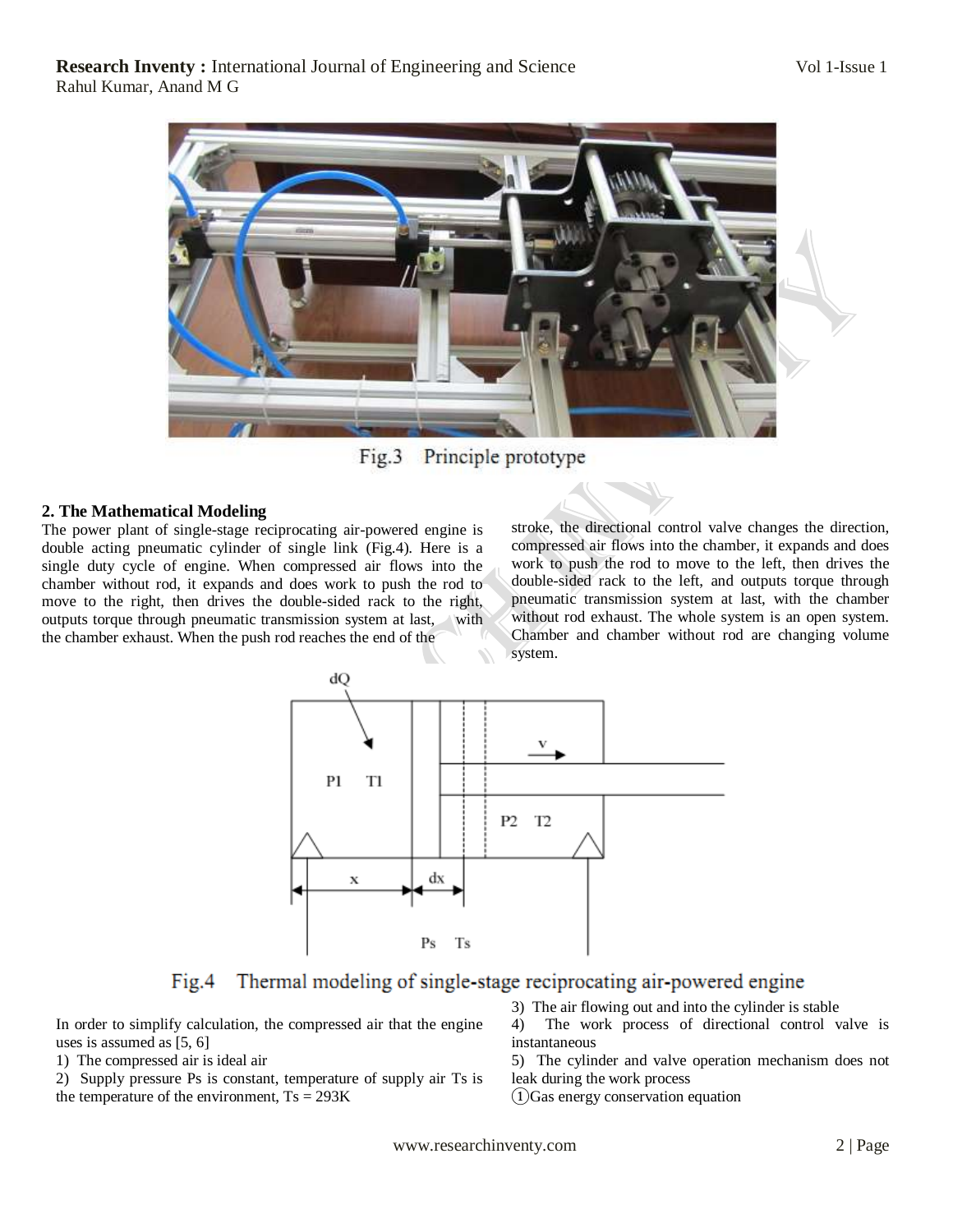Fig.3 Principle prototype

## 2. The Mathematical Modeling

The power plant of single-stage reciprocating air-powered engine is double acting pneumatic cylinder of single link (Fig.4). Here is a single duty cycle of engine. When compressed air flows into the chamber without rod, it expands and does work to push the rod to move to the right, then drives the double-sided rack to the right, outputs torque through pneumatic transmission system at last, with the chamber exhaust. When the push rod reaches the end of the stroke, the directional control valve changes the direction, compressed air flows into the chamber, it expands and does work to push the rod to move to the left, then drives the double-sided rack to the left, and outputs torque through pneumatic transmission system at last, with the chamber without rod exhaust. The whole system is an open system. Chamber and chamber without rod are changing volume system.

Fig.4 Thermal modeling of single-stage reciprocating air-powered engine

In order to simplify calculation, the compressed air that the engine uses is assumed as [5, 6]

1) The compressed air is ideal air
2) Supply pressure Ps is constant, temperature of supply air Ts is the temperature of the environment, Ts = 293K
3) The air flowing out and into the cylinder is stable
4) The work process of directional control valve is instantaneous
5) The cylinder and valve operation mechanism does not leak during the work process

①Gas energy conservation equation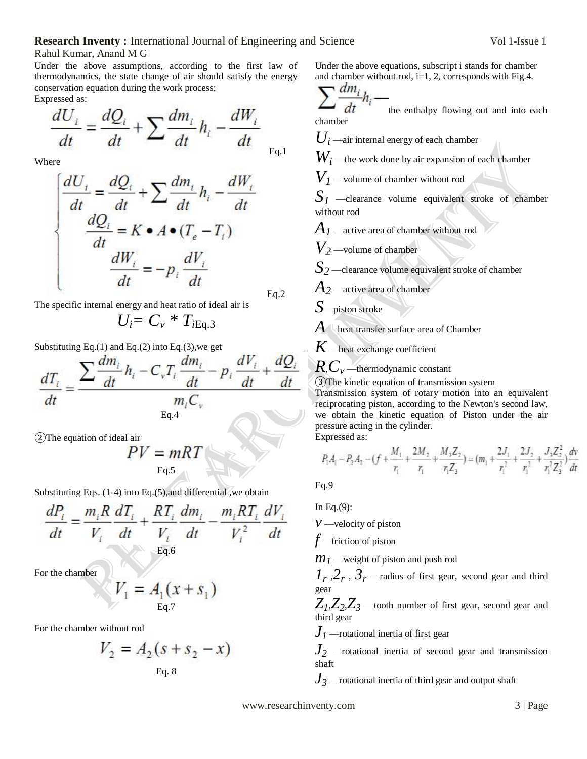Under the above assumptions, according to the first law of thermodynamics, the state change of air should satisfy the energy conservation equation during the work process;

Expressed as:

$$\frac{dU_i}{dt} = \frac{dQ_i}{dt} + \sum \frac{dm_i}{dt} h_i - \frac{dW_i}{dt}$$

Eq.1

Where

$$\begin{cases} \dfrac{dU_i}{dt} = \dfrac{dQ_i}{dt} + \sum \dfrac{dm_i}{dt} h_i - \dfrac{dW_i}{dt} \\ \dfrac{dQ_i}{dt} = K \bullet A \bullet (T_e - T_i) \\ \dfrac{dW_i}{dt} = -p_i \dfrac{dV_i}{dt} \end{cases}$$

Eq.2

The specific internal energy and heat ratio of ideal air is

$$U_i = C_v * T_i$$

Eq.3

Substituting Eq.(1) and Eq.(2) into Eq.(3),we get

$$\frac{dT_i}{dt} = \frac{\sum \frac{dm_i}{dt} h_i - C_v T_i \frac{dm_i}{dt} - p_i \frac{dV_i}{dt} + \frac{dQ_i}{dt}}{m_i C_v}$$

Eq.4

②The equation of ideal air

$$PV = mRT$$

Eq.5

Substituting Eqs. (1-4) into Eq.(5),and differential ,we obtain

$$\frac{dP_i}{dt} = \frac{m_i R}{V_i} \frac{dT_i}{dt} + \frac{RT_i}{V_i} \frac{dm_i}{dt} - \frac{m_i RT_i}{V_i^2} \frac{dV_i}{dt}$$

Eq.6

For the chamber

$$V_1 = A_1 (x + s_1)$$

Eq.7

For the chamber without rod

$$V_2 = A_2 (s + s_2 - x)$$

Eq. 8

Under the above equations, subscript i stands for chamber and chamber without rod, i=1, 2, corresponds with Fig.4.

$\sum \frac{dm_i}{dt} h_i$ — the enthalpy flowing out and into each chamber

$U_i$ —air internal energy of each chamber

$W_i$ —the work done by air expansion of each chamber

$V_1$ —volume of chamber without rod

$S_1$ —clearance volume equivalent stroke of chamber without rod

$A_1$ —active area of chamber without rod

$V_2$ —volume of chamber

$S_2$ —clearance volume equivalent stroke of chamber

$A_2$ —active area of chamber

$S$—piston stroke

$A$ —heat transfer surface area of Chamber

$K$ —heat exchange coefficient

$R, C_v$ —thermodynamic constant

③The kinetic equation of transmission system

Transmission system of rotary motion into an equivalent reciprocating piston, according to the Newton's second law, we obtain the kinetic equation of Piston under the air pressure acting in the cylinder.

Expressed as:

$$P_1 A_1 - P_2 A_2 - \left(f + \frac{M_1}{r_1} + \frac{2M_2}{r_1} + \frac{M_3 Z_2}{r_1 Z_3}\right) = \left(m_1 + \frac{2J_1}{r_1^2} + \frac{2J_2}{r_1^2} + \frac{J_3 Z_2^2}{r_1^2 Z_3^2}\right) \frac{dv}{dt}$$

Eq.9

In Eq.(9):

$v$ —velocity of piston

$f$—friction of piston

$m_1$ —weight of piston and push rod

$1_r, 2_r, 3_r$ —radius of first gear, second gear and third gear

$Z_1, Z_2, Z_3$ —tooth number of first gear, second gear and third gear

$J_1$ —rotational inertia of first gear

$J_2$ —rotational inertia of second gear and transmission shaft

$J_3$ —rotational inertia of third gear and output shaft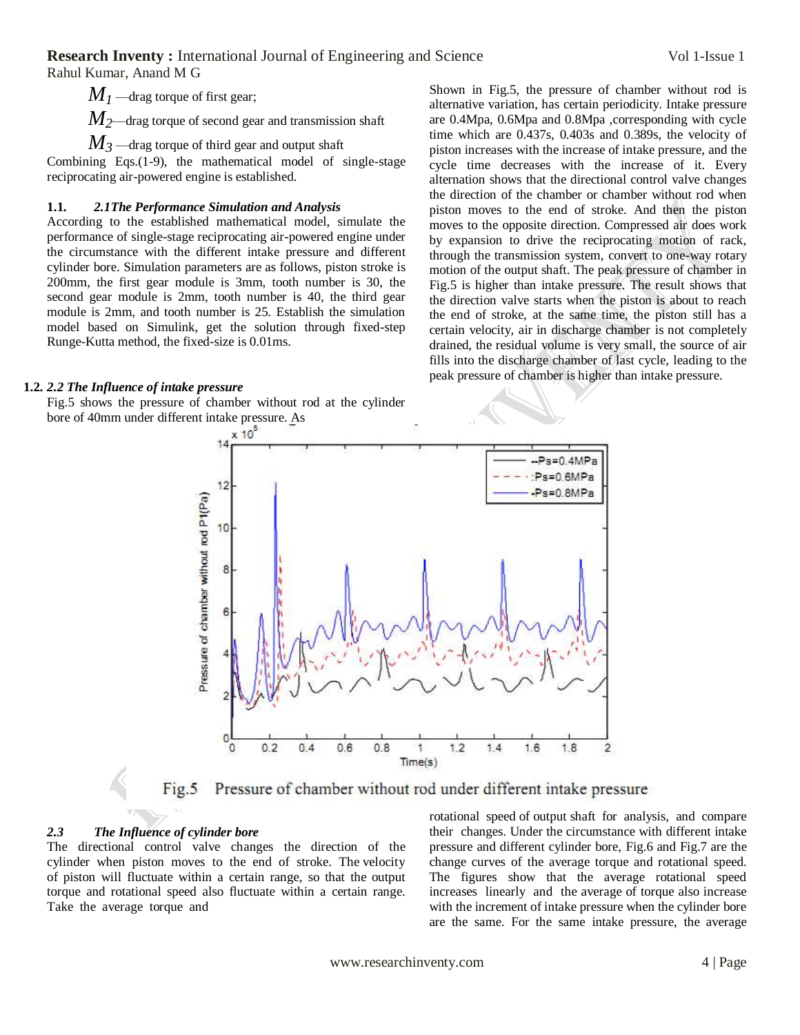$M_1$ —drag torque of first gear;

$M_2$—drag torque of second gear and transmission shaft

$M_3$ —drag torque of third gear and output shaft

Combining Eqs.(1-9), the mathematical model of single-stage reciprocating air-powered engine is established.

## 1.1. *2.1The Performance Simulation and Analysis*

According to the established mathematical model, simulate the performance of single-stage reciprocating air-powered engine under the circumstance with the different intake pressure and different cylinder bore. Simulation parameters are as follows, piston stroke is 200mm, the first gear module is 3mm, tooth number is 30, the second gear module is 2mm, tooth number is 40, the third gear module is 2mm, and tooth number is 25. Establish the simulation model based on Simulink, get the solution through fixed-step Runge-Kutta method, the fixed-size is 0.01ms.

## 1.2. *2.2 The Influence of intake pressure*

Fig.5 shows the pressure of chamber without rod at the cylinder bore of 40mm under different intake pressure. As Shown in Fig.5, the pressure of chamber without rod is alternative variation, has certain periodicity. Intake pressure are 0.4Mpa, 0.6Mpa and 0.8Mpa ,corresponding with cycle time which are 0.437s, 0.403s and 0.389s, the velocity of piston increases with the increase of intake pressure, and the cycle time decreases with the increase of it. Every alternation shows that the directional control valve changes the direction of the chamber or chamber without rod when piston moves to the end of stroke. And then the piston moves to the opposite direction. Compressed air does work by expansion to drive the reciprocating motion of rack, through the transmission system, convert to one-way rotary motion of the output shaft. The peak pressure of chamber in Fig.5 is higher than intake pressure. The result shows that the direction valve starts when the piston is about to reach the end of stroke, at the same time, the piston still has a certain velocity, air in discharge chamber is not completely drained, the residual volume is very small, the source of air fills into the discharge chamber of last cycle, leading to the peak pressure of chamber is higher than intake pressure.

Fig.5 Pressure of chamber without rod under different intake pressure

## *2.3 The Influence of cylinder bore*

The directional control valve changes the direction of the cylinder when piston moves to the end of stroke. The velocity of piston will fluctuate within a certain range, so that the output torque and rotational speed also fluctuate within a certain range. Take the average torque and rotational speed of output shaft for analysis, and compare their changes. Under the circumstance with different intake pressure and different cylinder bore, Fig.6 and Fig.7 are the change curves of the average torque and rotational speed. The figures show that the average rotational speed increases linearly and the average of torque also increase with the increment of intake pressure when the cylinder bore are the same. For the same intake pressure, the average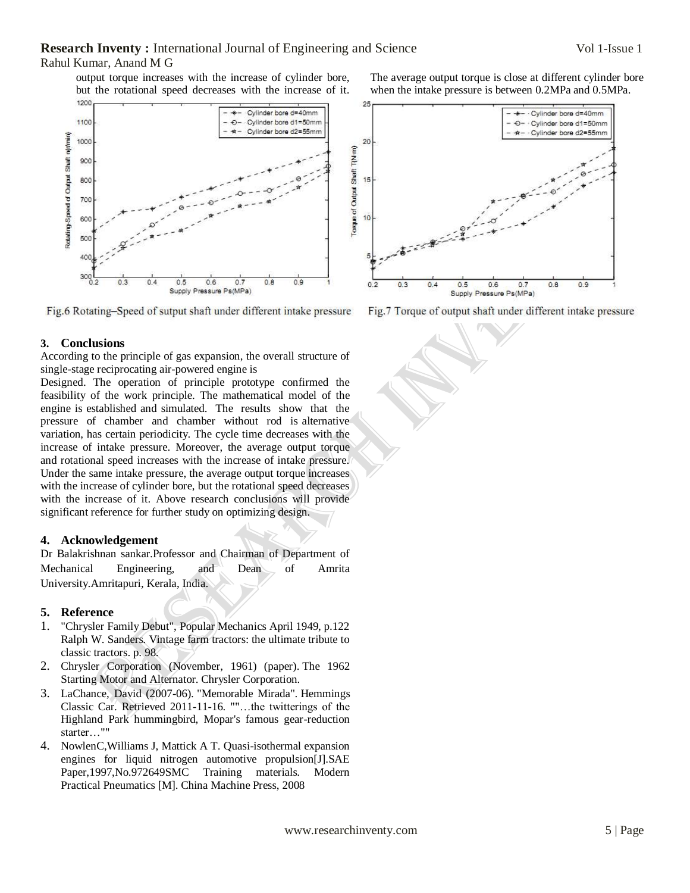output torque increases with the increase of cylinder bore, but the rotational speed decreases with the increase of it.

Cylinder bore d=40mm
Cylinder bore d1=50mm
Cylinder bore d2=55mm

Rotating-Speed of Output Shaft n(r/min)

1200
1100
1000
900
800
700
600
500
400
300

0.2 0.3 0.4 0.5 0.6 0.7 0.8 0.9 1

Supply Pressure Ps(MPa)

Fig.6 Rotating–Speed of sutput shaft under different intake pressure

The average output torque is close at different cylinder bore when the intake pressure is between 0.2MPa and 0.5MPa.

Cylinder bore d=40mm
Cylinder bore d1=50mm
Cylinder bore d2=55mm

Torque of Output Shaft T(N·m)

25
20
15
10
5

0.2 0.3 0.4 0.5 0.6 0.7 0.8 0.9 1

Supply Pressure Ps(MPa)

Fig.7 Torque of output shaft under different intake pressure

## 3. Conclusions

According to the principle of gas expansion, the overall structure of single-stage reciprocating air-powered engine is Designed. The operation of principle prototype confirmed the feasibility of the work principle. The mathematical model of the engine is established and simulated. The results show that the pressure of chamber and chamber without rod is alternative variation, has certain periodicity. The cycle time decreases with the increase of intake pressure. Moreover, the average output torque and rotational speed increases with the increase of intake pressure. Under the same intake pressure, the average output torque increases with the increase of cylinder bore, but the rotational speed decreases with the increase of it. Above research conclusions will provide significant reference for further study on optimizing design.

## 4. Acknowledgement

Dr Balakrishnan sankar.Professor and Chairman of Department of Mechanical Engineering, and Dean of Amrita University.Amritapuri, Kerala, India.

## 5. Reference

1. "Chrysler Family Debut", Popular Mechanics April 1949, p.122 Ralph W. Sanders. Vintage farm tractors: the ultimate tribute to classic tractors. p. 98.
2. Chrysler Corporation (November, 1961) (paper). The 1962 Starting Motor and Alternator. Chrysler Corporation.
3. LaChance, David (2007-06). "Memorable Mirada". Hemmings Classic Car. Retrieved 2011-11-16. ""…the twitterings of the Highland Park hummingbird, Mopar's famous gear-reduction starter…""
4. NowlenC,Williams J, Mattick A T. Quasi-isothermal expansion engines for liquid nitrogen automotive propulsion[J].SAE Paper,1997,No.972649SMC Training materials. Modern Practical Pneumatics [M]. China Machine Press, 2008